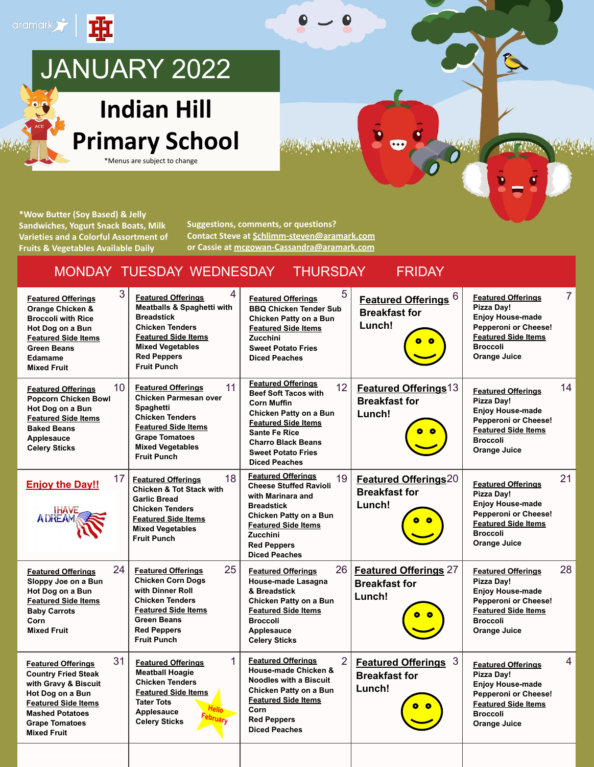aramark

# JANUARY 2022

## Indian Hill Primary School

*Menus are subject to change

*Wow Butter (Soy Based) & Jelly Sandwiches, Yogurt Snack Boats, Milk Varieties and a Colorful Assortment of Fruits & Vegetables Available Daily

Suggestions, comments, or questions?
Contact Steve at Schlimm-steven@aramark.com
or Cassie at mcgowan-Cassandra@aramark.com

| MONDAY | TUESDAY | WEDNESDAY | THURSDAY | FRIDAY |
|---|---|---|---|---|
| 3 **Featured Offerings** Orange Chicken & Broccoli with Rice; Hot Dog on a Bun; **Featured Side Items** Green Beans; Edamame; Mixed Fruit | 4 **Featured Offerings** Meatballs & Spaghetti with Breadstick; Chicken Tenders; **Featured Side Items** Mixed Vegetables; Red Peppers; Fruit Punch | 5 **Featured Offerings** BBQ Chicken Tender Sub; Chicken Patty on a Bun; **Featured Side Items** Zucchini; Sweet Potato Fries; Diced Peaches | 6 **Featured Offerings** Breakfast for Lunch! | 7 **Featured Offerings** Pizza Day! Enjoy House-made Pepperoni or Cheese! **Featured Side Items** Broccoli; Orange Juice |
| 10 **Featured Offerings** Popcorn Chicken Bowl; Hot Dog on a Bun; **Featured Side Items** Baked Beans; Applesauce; Celery Sticks | 11 **Featured Offerings** Chicken Parmesan over Spaghetti; Chicken Tenders; **Featured Side Items** Grape Tomatoes; Mixed Vegetables; Fruit Punch | 12 **Featured Offerings** Beef Soft Tacos with Corn Muffin; Chicken Patty on a Bun; **Featured Side Items** Sante Fe Rice; Charro Black Beans; Sweet Potato Fries; Diced Peaches | 13 **Featured Offerings** Breakfast for Lunch! | 14 **Featured Offerings** Pizza Day! Enjoy House-made Pepperoni or Cheese! **Featured Side Items** Broccoli; Orange Juice |
| 17 **Enjoy the Day!!** I HAVE A DREAM | 18 **Featured Offerings** Chicken & Tot Stack with Garlic Bread; Chicken Tenders; **Featured Side Items** Mixed Vegetables; Fruit Punch | 19 **Featured Offerings** Cheese Stuffed Ravioli with Marinara and Breadstick; Chicken Patty on a Bun; **Featured Side Items** Zucchini; Red Peppers; Diced Peaches | 20 **Featured Offerings** Breakfast for Lunch! | 21 **Featured Offerings** Pizza Day! Enjoy House-made Pepperoni or Cheese! **Featured Side Items** Broccoli; Orange Juice |
| 24 **Featured Offerings** Sloppy Joe on a Bun; Hot Dog on a Bun; **Featured Side Items** Baby Carrots; Corn; Mixed Fruit | 25 **Featured Offerings** Chicken Corn Dogs with Dinner Roll; Chicken Tenders; **Featured Side Items** Green Beans; Red Peppers; Fruit Punch | 26 **Featured Offerings** House-made Lasagna & Breadstick; Chicken Patty on a Bun; **Featured Side Items** Broccoli; Applesauce; Celery Sticks | 27 **Featured Offerings** Breakfast for Lunch! | 28 **Featured Offerings** Pizza Day! Enjoy House-made Pepperoni or Cheese! **Featured Side Items** Broccoli; Orange Juice |
| 31 **Featured Offerings** Country Fried Steak with Gravy & Biscuit; Hot Dog on a Bun; **Featured Side Items** Mashed Potatoes; Grape Tomatoes; Mixed Fruit | 1 **Featured Offerings** Meatball Hoagie; Chicken Tenders; **Featured Side Items** Tater Tots; Applesauce; Celery Sticks; Hello February | 2 **Featured Offerings** House-made Chicken & Noodles with a Biscuit; Chicken Patty on a Bun; **Featured Side Items** Corn; Red Peppers; Diced Peaches | 3 **Featured Offerings** Breakfast for Lunch! | 4 **Featured Offerings** Pizza Day! Enjoy House-made Pepperoni or Cheese! **Featured Side Items** Broccoli; Orange Juice |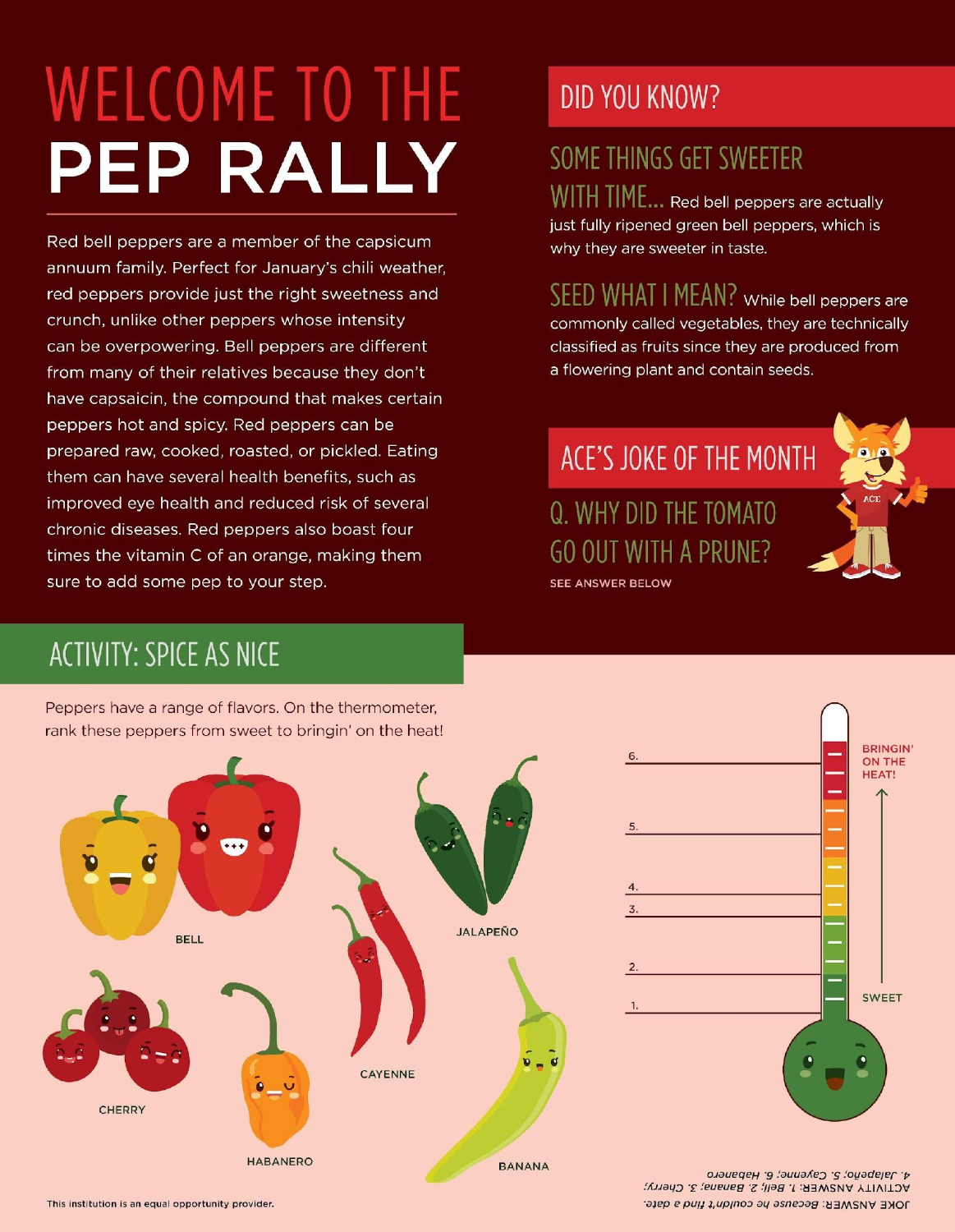# WELCOME TO THE PEP RALLY

Red bell peppers are a member of the capsicum annuum family. Perfect for January's chili weather, red peppers provide just the right sweetness and crunch, unlike other peppers whose intensity can be overpowering. Bell peppers are different from many of their relatives because they don't have capsaicin, the compound that makes certain peppers hot and spicy. Red peppers can be prepared raw, cooked, roasted, or pickled. Eating them can have several health benefits, such as improved eye health and reduced risk of several chronic diseases. Red peppers also boast four times the vitamin C of an orange, making them sure to add some pep to your step.

## DID YOU KNOW?

**SOME THINGS GET SWEETER WITH TIME...** Red bell peppers are actually just fully ripened green bell peppers, which is why they are sweeter in taste.

**SEED WHAT I MEAN?** While bell peppers are commonly called vegetables, they are technically classified as fruits since they are produced from a flowering plant and contain seeds.

## ACE'S JOKE OF THE MONTH

Q. WHY DID THE TOMATO GO OUT WITH A PRUNE?

SEE ANSWER BELOW

## ACTIVITY: SPICE AS NICE

Peppers have a range of flavors. On the thermometer, rank these peppers from sweet to bringin' on the heat!

BELL

JALAPEÑO

CAYENNE

CHERRY

HABANERO

BANANA

6. ______

5. ______

4. ______

3. ______

2. ______

1. ______

BRINGIN' ON THE HEAT!

SWEET

JOKE ANSWER: Because he couldn't find a date.

ACTIVITY ANSWER: 1. Bell; 2. Banana; 3. Cherry; 4. Jalapeño; 5. Cayenne; 6. Habanero

This institution is an equal opportunity provider.